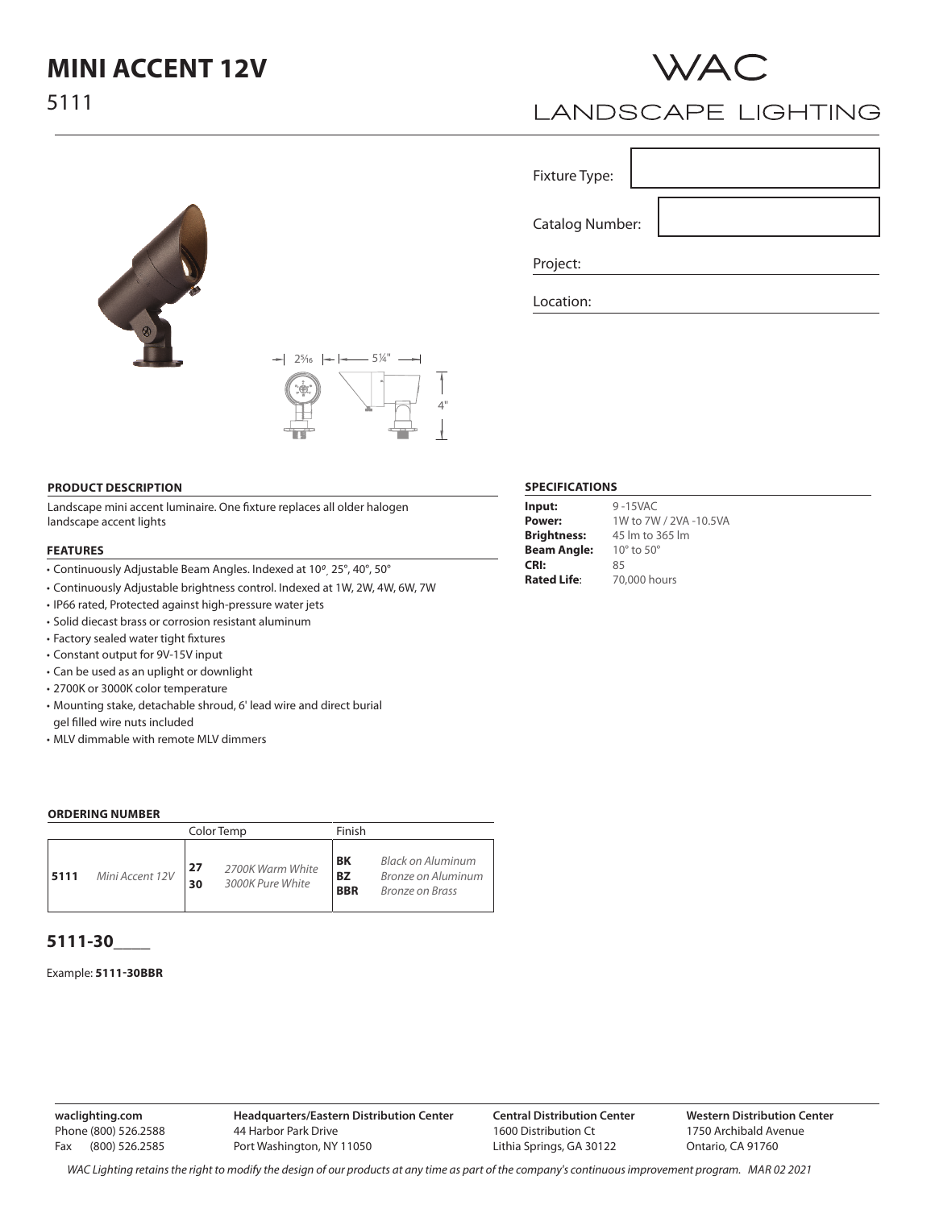# MINI ACCENT 12V

5111

WAC

LANDSCAPE LIGHTING

Fixture Type:

Catalog Number:

Project:

Location:

2⁵⁄₁₆   5¼"   4"

## PRODUCT DESCRIPTION

Landscape mini accent luminaire. One fixture replaces all older halogen landscape accent lights

### FEATURES

- Continuously Adjustable Beam Angles. Indexed at 10º, 25°, 40°, 50°
- Continuously Adjustable brightness control. Indexed at 1W, 2W, 4W, 6W, 7W
- IP66 rated, Protected against high-pressure water jets
- Solid diecast brass or corrosion resistant aluminum
- Factory sealed water tight fixtures
- Constant output for 9V-15V input
- Can be used as an uplight or downlight
- 2700K or 3000K color temperature
- Mounting stake, detachable shroud, 6' lead wire and direct burial gel filled wire nuts included
- MLV dimmable with remote MLV dimmers

## SPECIFICATIONS

| | |
|---|---|
| **Input:** | 9 -15VAC |
| **Power:** | 1W to 7W / 2VA -10.5VA |
| **Brightness:** | 45 lm to 365 lm |
| **Beam Angle:** | 10° to 50° |
| **CRI:** | 85 |
| **Rated Life:** | 70,000 hours |

### ORDERING NUMBER

| | | Color Temp | | Finish | |
|---|---|---|---|---|---|
| **5111** | *Mini Accent 12V* | **27**<br>**30** | *2700K Warm White*<br>*3000K Pure White* | **BK**<br>**BZ**<br>**BBR** | *Black on Aluminum*<br>*Bronze on Aluminum*<br>*Bronze on Brass* |

**5111-30____**

Example: **5111-30BBR**

**waclighting.com**
Phone (800) 526.2588
Fax (800) 526.2585

**Headquarters/Eastern Distribution Center**
44 Harbor Park Drive
Port Washington, NY 11050

**Central Distribution Center**
1600 Distribution Ct
Lithia Springs, GA 30122

**Western Distribution Center**
1750 Archibald Avenue
Ontario, CA 91760

*WAC Lighting retains the right to modify the design of our products at any time as part of the company's continuous improvement program. MAR 02 2021*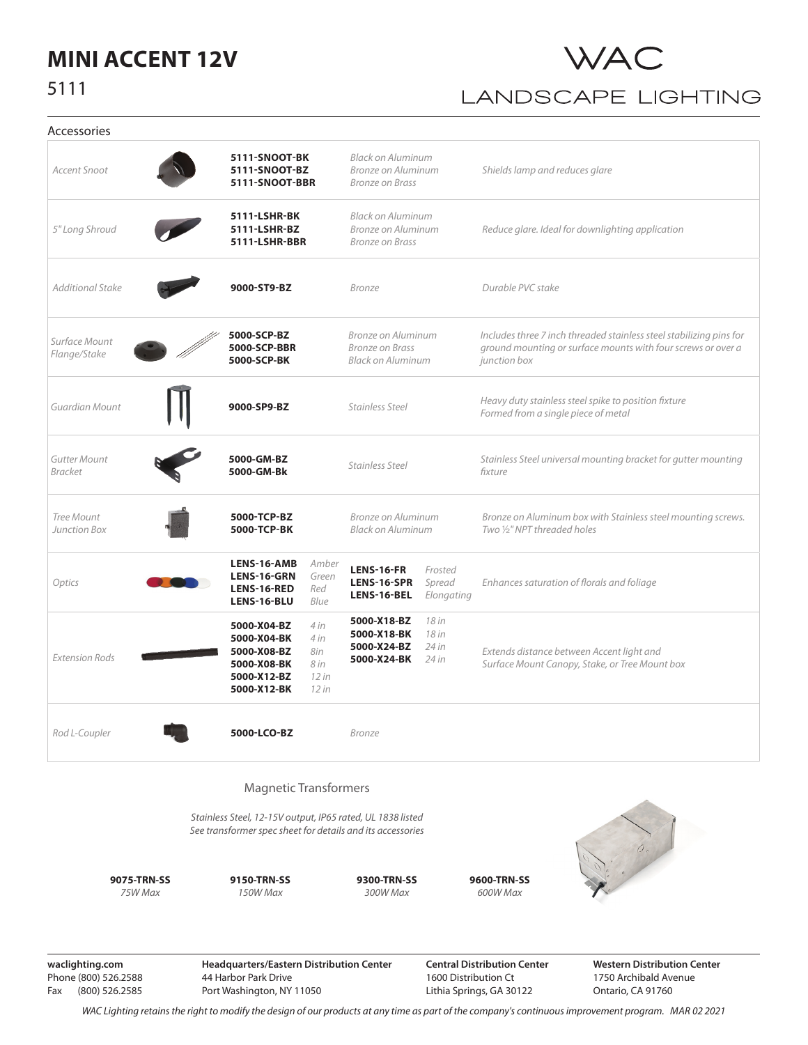# MINI ACCENT 12V

5111

WAC

LANDSCAPE LIGHTING

## Accessories

| | | | |
|---|---|---|---|
| *Accent Snoot* | **5111-SNOOT-BK**<br>**5111-SNOOT-BZ**<br>**5111-SNOOT-BBR** | *Black on Aluminum*<br>*Bronze on Aluminum*<br>*Bronze on Brass* | *Shields lamp and reduces glare* |
| *5" Long Shroud* | **5111-LSHR-BK**<br>**5111-LSHR-BZ**<br>**5111-LSHR-BBR** | *Black on Aluminum*<br>*Bronze on Aluminum*<br>*Bronze on Brass* | *Reduce glare. Ideal for downlighting application* |
| *Additional Stake* | **9000-ST9-BZ** | *Bronze* | *Durable PVC stake* |
| *Surface Mount Flange/Stake* | **5000-SCP-BZ**<br>**5000-SCP-BBR**<br>**5000-SCP-BK** | *Bronze on Aluminum*<br>*Bronze on Brass*<br>*Black on Aluminum* | *Includes three 7 inch threaded stainless steel stabilizing pins for ground mounting or surface mounts with four screws or over a junction box* |
| *Guardian Mount* | **9000-SP9-BZ** | *Stainless Steel* | *Heavy duty stainless steel spike to position fixture Formed from a single piece of metal* |
| *Gutter Mount Bracket* | **5000-GM-BZ**<br>**5000-GM-Bk** | *Stainless Steel* | *Stainless Steel universal mounting bracket for gutter mounting fixture* |
| *Tree Mount Junction Box* | **5000-TCP-BZ**<br>**5000-TCP-BK** | *Bronze on Aluminum*<br>*Black on Aluminum* | *Bronze on Aluminum box with Stainless steel mounting screws. Two ½" NPT threaded holes* |
| *Optics* | **LENS-16-AMB** *Amber*<br>**LENS-16-GRN** *Green*<br>**LENS-16-RED** *Red*<br>**LENS-16-BLU** *Blue* | **LENS-16-FR** *Frosted*<br>**LENS-16-SPR** *Spread*<br>**LENS-16-BEL** *Elongating* | *Enhances saturation of florals and foliage* |
| *Extension Rods* | **5000-X04-BZ** *4 in*<br>**5000-X04-BK** *4 in*<br>**5000-X08-BZ** *8in*<br>**5000-X08-BK** *8 in*<br>**5000-X12-BZ** *12 in*<br>**5000-X12-BK** *12 in* | **5000-X18-BZ** *18 in*<br>**5000-X18-BK** *18 in*<br>**5000-X24-BZ** *24 in*<br>**5000-X24-BK** *24 in* | *Extends distance between Accent light and Surface Mount Canopy, Stake, or Tree Mount box* |
| *Rod L-Coupler* | **5000-LCO-BZ** | *Bronze* | |

### Magnetic Transformers

*Stainless Steel, 12-15V output, IP65 rated, UL 1838 listed*
*See transformer spec sheet for details and its accessories*

| | | | |
|---|---|---|---|
| **9075-TRN-SS** | **9150-TRN-SS** | **9300-TRN-SS** | **9600-TRN-SS** |
| *75W Max* | *150W Max* | *300W Max* | *600W Max* |

**waclighting.com**
Phone (800) 526.2588
Fax (800) 526.2585

**Headquarters/Eastern Distribution Center**
44 Harbor Park Drive
Port Washington, NY 11050

**Central Distribution Center**
1600 Distribution Ct
Lithia Springs, GA 30122

**Western Distribution Center**
1750 Archibald Avenue
Ontario, CA 91760

*WAC Lighting retains the right to modify the design of our products at any time as part of the company's continuous improvement program. MAR 02 2021*